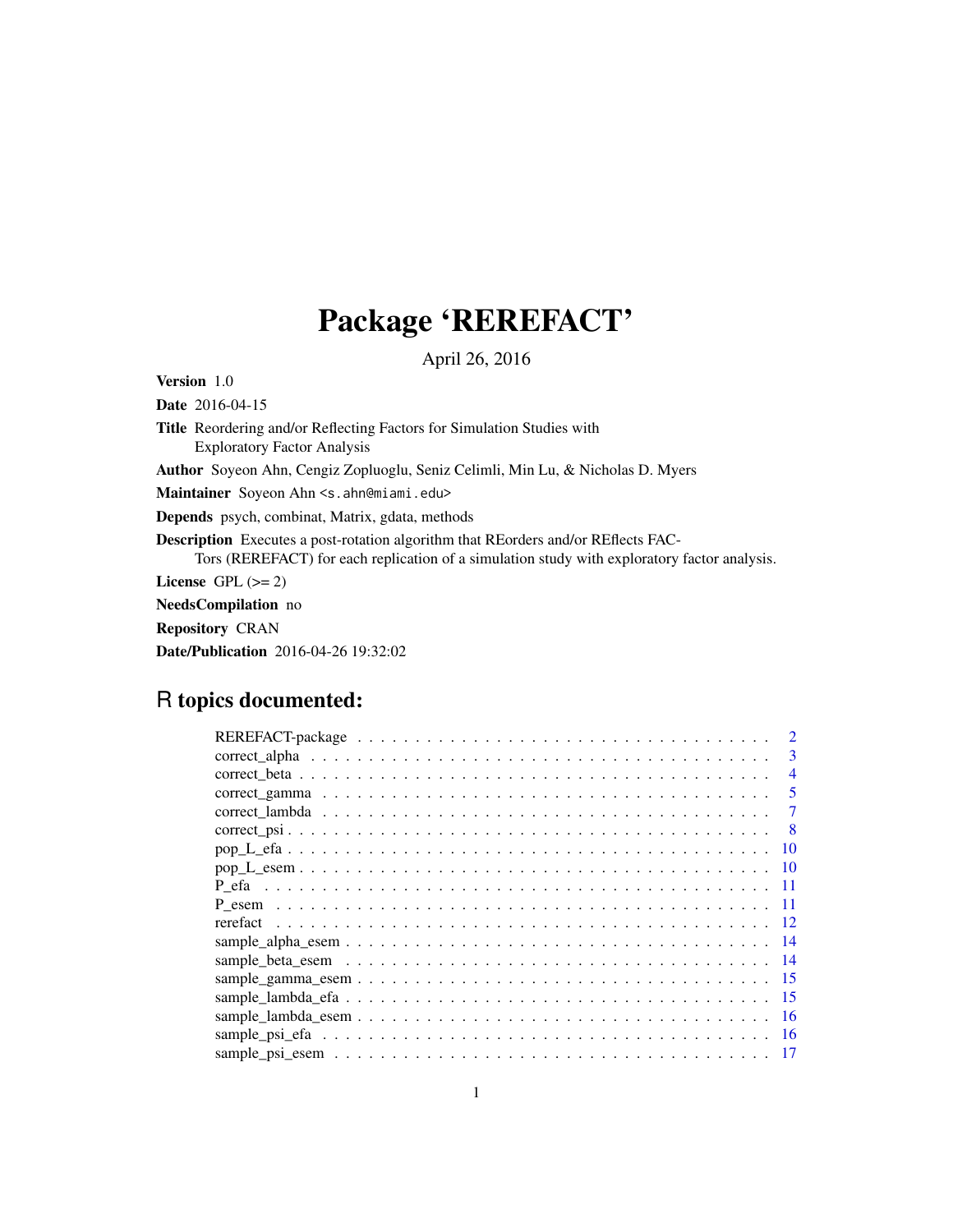# Package 'REREFACT'

April 26, 2016

**Version** 1.0

**Date** 2016-04-15

**Title** Reordering and/or Reflecting Factors for Simulation Studies with Exploratory Factor Analysis

**Author** Soyeon Ahn, Cengiz Zopluoglu, Seniz Celimli, Min Lu, & Nicholas D. Myers

**Maintainer** Soyeon Ahn <s.ahn@miami.edu>

**Depends** psych, combinat, Matrix, gdata, methods

**Description** Executes a post-rotation algorithm that REorders and/or REflects FACTors (REREFACT) for each replication of a simulation study with exploratory factor analysis.

**License** GPL (>= 2)

**NeedsCompilation** no

**Repository** CRAN

**Date/Publication** 2016-04-26 19:32:02

## R topics documented:

| | |
|---|---|
| REREFACT-package | 2 |
| correct_alpha | 3 |
| correct_beta | 4 |
| correct_gamma | 5 |
| correct_lambda | 7 |
| correct_psi | 8 |
| pop_L_efa | 10 |
| pop_L_esem | 10 |
| P_efa | 11 |
| P_esem | 11 |
| rerefact | 12 |
| sample_alpha_esem | 14 |
| sample_beta_esem | 14 |
| sample_gamma_esem | 15 |
| sample_lambda_efa | 15 |
| sample_lambda_esem | 16 |
| sample_psi_efa | 16 |
| sample_psi_esem | 17 |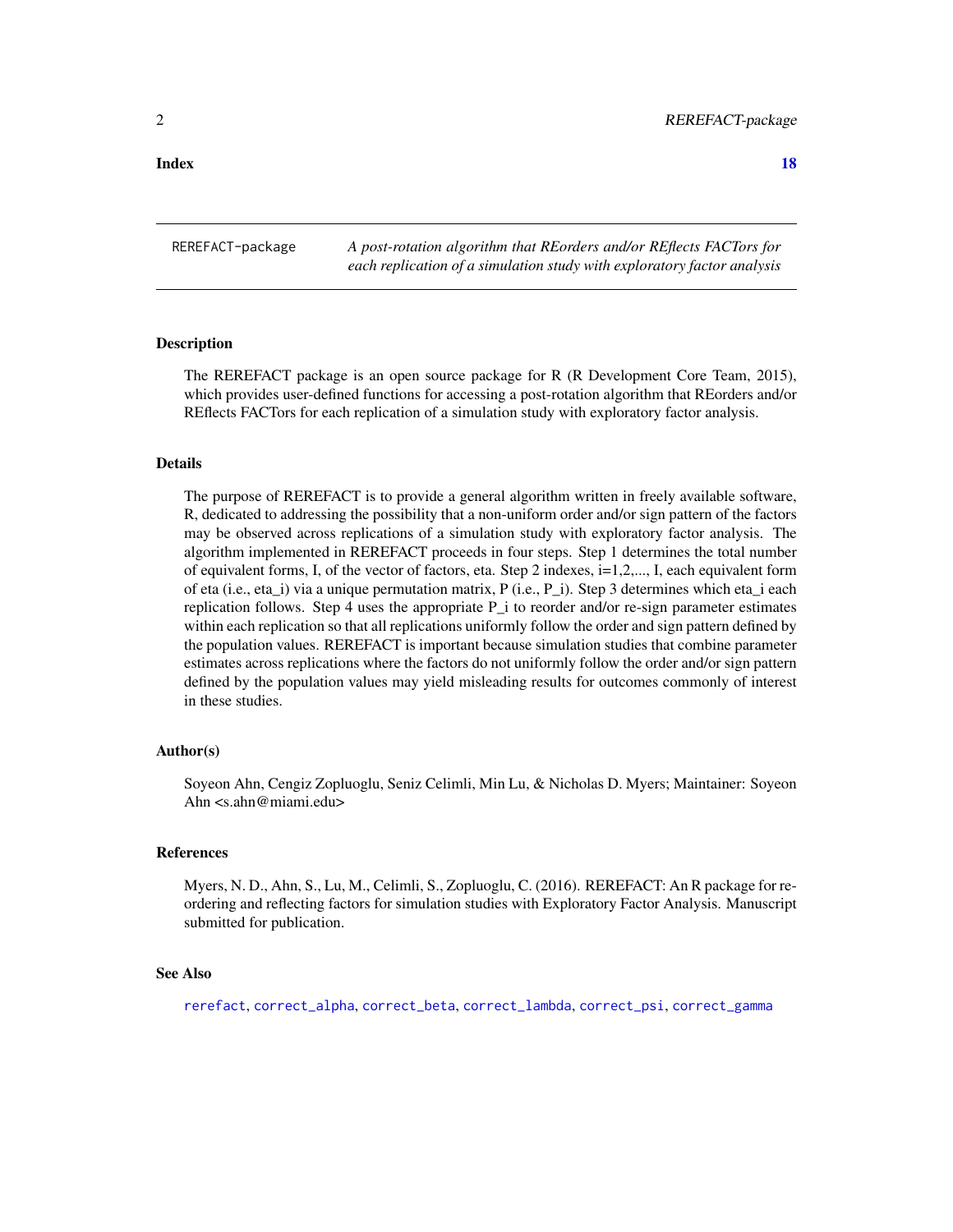**Index** **18**

---

`REREFACT-package` *A post-rotation algorithm that REorders and/or REflects FACTors for each replication of a simulation study with exploratory factor analysis*

---

## Description

The REREFACT package is an open source package for R (R Development Core Team, 2015), which provides user-defined functions for accessing a post-rotation algorithm that REorders and/or REflects FACTors for each replication of a simulation study with exploratory factor analysis.

## Details

The purpose of REREFACT is to provide a general algorithm written in freely available software, R, dedicated to addressing the possibility that a non-uniform order and/or sign pattern of the factors may be observed across replications of a simulation study with exploratory factor analysis. The algorithm implemented in REREFACT proceeds in four steps. Step 1 determines the total number of equivalent forms, I, of the vector of factors, eta. Step 2 indexes, i=1,2,..., I, each equivalent form of eta (i.e., eta_i) via a unique permutation matrix, P (i.e., P_i). Step 3 determines which eta_i each replication follows. Step 4 uses the appropriate P_i to reorder and/or re-sign parameter estimates within each replication so that all replications uniformly follow the order and sign pattern defined by the population values. REREFACT is important because simulation studies that combine parameter estimates across replications where the factors do not uniformly follow the order and/or sign pattern defined by the population values may yield misleading results for outcomes commonly of interest in these studies.

## Author(s)

Soyeon Ahn, Cengiz Zopluoglu, Seniz Celimli, Min Lu, & Nicholas D. Myers; Maintainer: Soyeon Ahn <s.ahn@miami.edu>

## References

Myers, N. D., Ahn, S., Lu, M., Celimli, S., Zopluoglu, C. (2016). REREFACT: An R package for reordering and reflecting factors for simulation studies with Exploratory Factor Analysis. Manuscript submitted for publication.

## See Also

`rerefact`, `correct_alpha`, `correct_beta`, `correct_lambda`, `correct_psi`, `correct_gamma`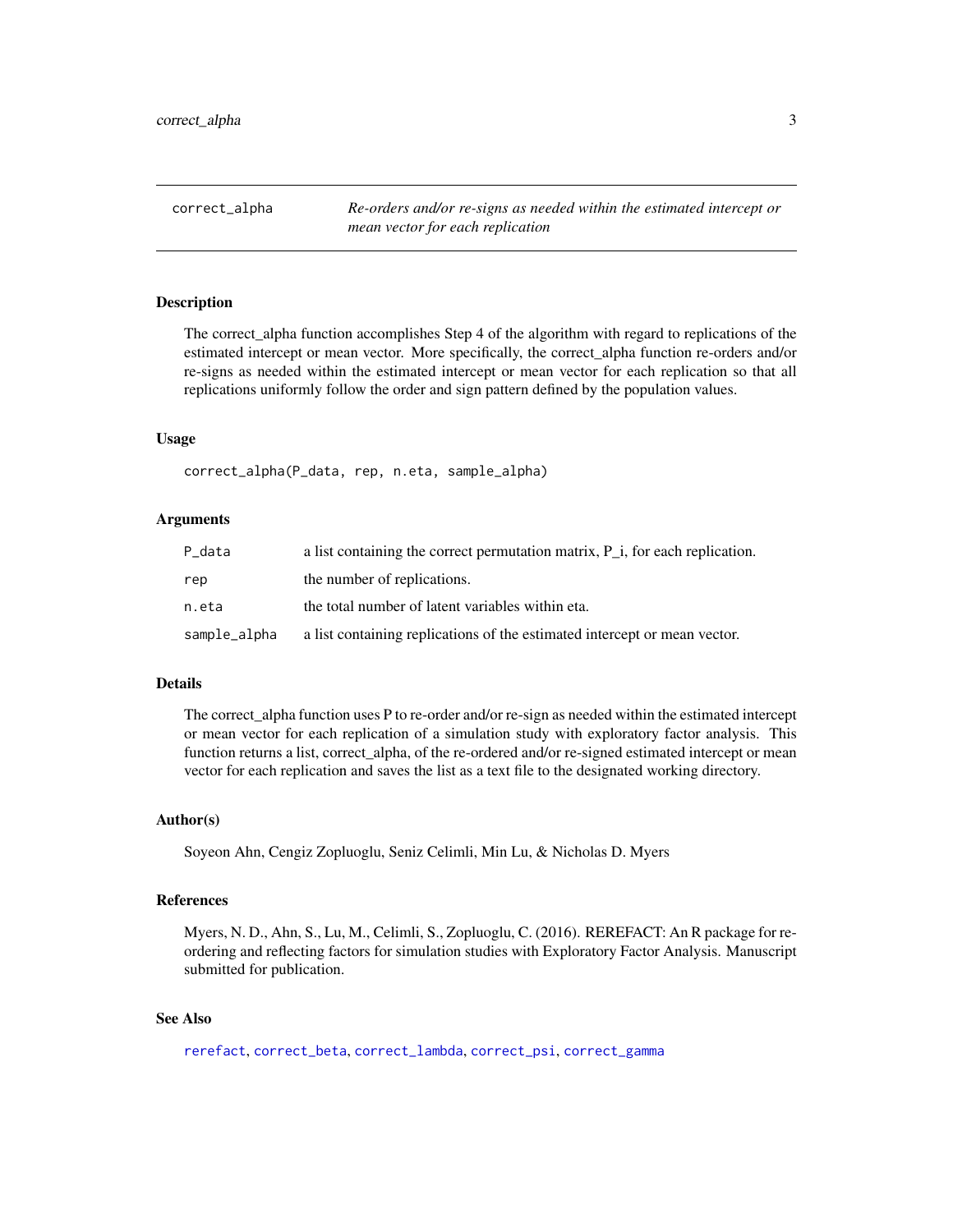# correct_alpha — *Re-orders and/or re-signs as needed within the estimated intercept or mean vector for each replication*

## Description

The correct_alpha function accomplishes Step 4 of the algorithm with regard to replications of the estimated intercept or mean vector. More specifically, the correct_alpha function re-orders and/or re-signs as needed within the estimated intercept or mean vector for each replication so that all replications uniformly follow the order and sign pattern defined by the population values.

## Usage

```
correct_alpha(P_data, rep, n.eta, sample_alpha)
```

## Arguments

| | |
|---|---|
| `P_data` | a list containing the correct permutation matrix, P_i, for each replication. |
| `rep` | the number of replications. |
| `n.eta` | the total number of latent variables within eta. |
| `sample_alpha` | a list containing replications of the estimated intercept or mean vector. |

## Details

The correct_alpha function uses P to re-order and/or re-sign as needed within the estimated intercept or mean vector for each replication of a simulation study with exploratory factor analysis. This function returns a list, correct_alpha, of the re-ordered and/or re-signed estimated intercept or mean vector for each replication and saves the list as a text file to the designated working directory.

## Author(s)

Soyeon Ahn, Cengiz Zopluoglu, Seniz Celimli, Min Lu, & Nicholas D. Myers

## References

Myers, N. D., Ahn, S., Lu, M., Celimli, S., Zopluoglu, C. (2016). REREFACT: An R package for re-ordering and reflecting factors for simulation studies with Exploratory Factor Analysis. Manuscript submitted for publication.

## See Also

`rerefact`, `correct_beta`, `correct_lambda`, `correct_psi`, `correct_gamma`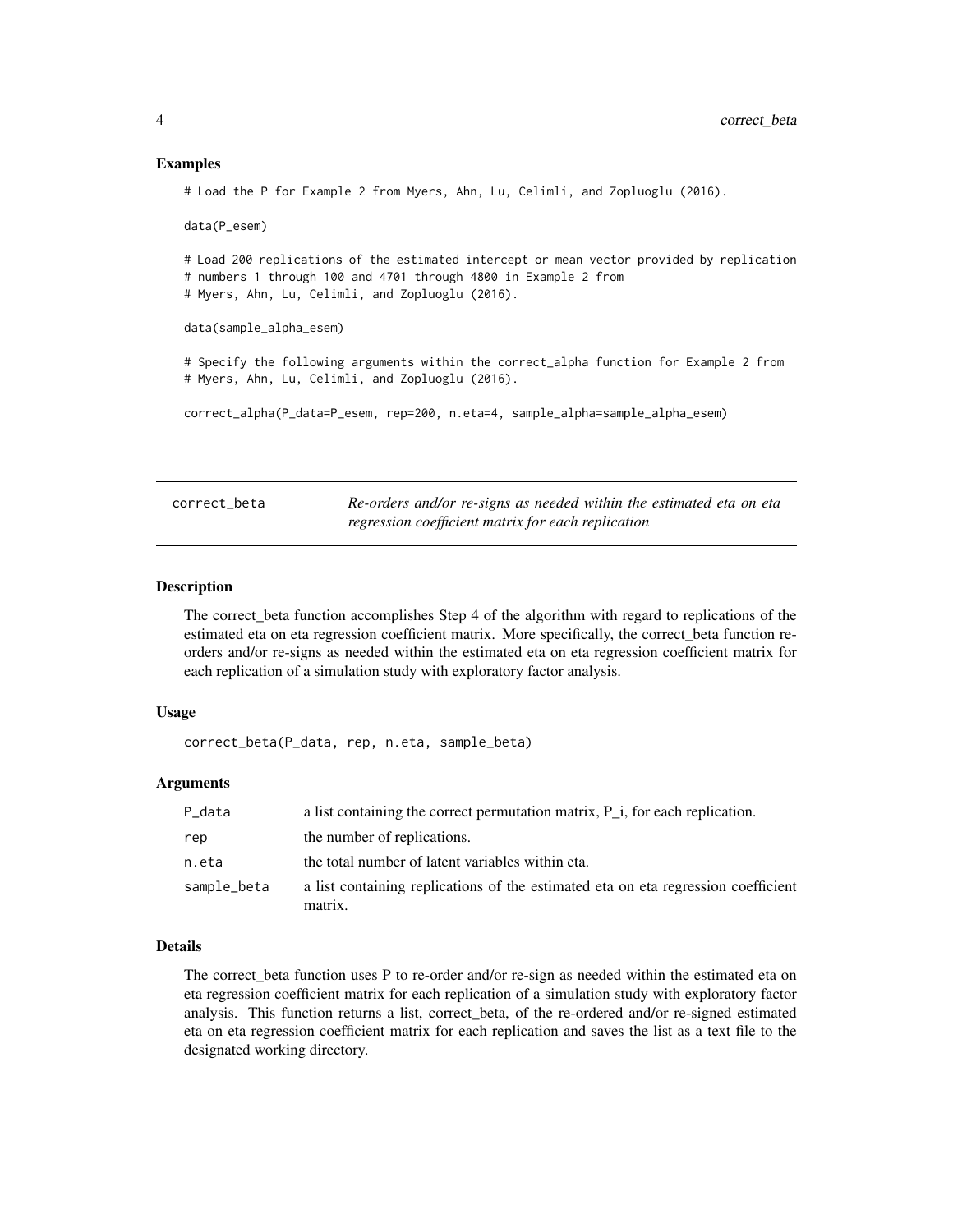### Examples

```
# Load the P for Example 2 from Myers, Ahn, Lu, Celimli, and Zopluoglu (2016).

data(P_esem)

# Load 200 replications of the estimated intercept or mean vector provided by replication
# numbers 1 through 100 and 4701 through 4800 in Example 2 from
# Myers, Ahn, Lu, Celimli, and Zopluoglu (2016).

data(sample_alpha_esem)

# Specify the following arguments within the correct_alpha function for Example 2 from
# Myers, Ahn, Lu, Celimli, and Zopluoglu (2016).

correct_alpha(P_data=P_esem, rep=200, n.eta=4, sample_alpha=sample_alpha_esem)
```

---

## correct_beta — *Re-orders and/or re-signs as needed within the estimated eta on eta regression coefficient matrix for each replication*

---

### Description

The correct_beta function accomplishes Step 4 of the algorithm with regard to replications of the estimated eta on eta regression coefficient matrix. More specifically, the correct_beta function re-orders and/or re-signs as needed within the estimated eta on eta regression coefficient matrix for each replication of a simulation study with exploratory factor analysis.

### Usage

```
correct_beta(P_data, rep, n.eta, sample_beta)
```

### Arguments

| | |
|---|---|
| P_data | a list containing the correct permutation matrix, P_i, for each replication. |
| rep | the number of replications. |
| n.eta | the total number of latent variables within eta. |
| sample_beta | a list containing replications of the estimated eta on eta regression coefficient matrix. |

### Details

The correct_beta function uses P to re-order and/or re-sign as needed within the estimated eta on eta regression coefficient matrix for each replication of a simulation study with exploratory factor analysis. This function returns a list, correct_beta, of the re-ordered and/or re-signed estimated eta on eta regression coefficient matrix for each replication and saves the list as a text file to the designated working directory.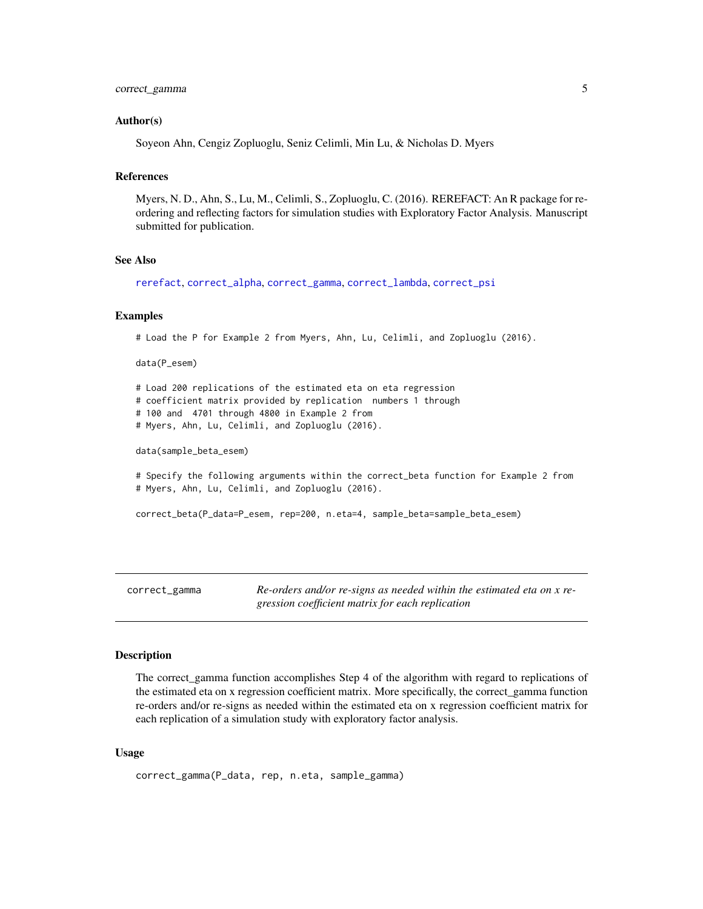### Author(s)

Soyeon Ahn, Cengiz Zopluoglu, Seniz Celimli, Min Lu, & Nicholas D. Myers

### References

Myers, N. D., Ahn, S., Lu, M., Celimli, S., Zopluoglu, C. (2016). REREFACT: An R package for reordering and reflecting factors for simulation studies with Exploratory Factor Analysis. Manuscript submitted for publication.

### See Also

rerefact, correct_alpha, correct_gamma, correct_lambda, correct_psi

### Examples

```
# Load the P for Example 2 from Myers, Ahn, Lu, Celimli, and Zopluoglu (2016).

data(P_esem)

# Load 200 replications of the estimated eta on eta regression
# coefficient matrix provided by replication  numbers 1 through
# 100 and  4701 through 4800 in Example 2 from
# Myers, Ahn, Lu, Celimli, and Zopluoglu (2016).

data(sample_beta_esem)

# Specify the following arguments within the correct_beta function for Example 2 from
# Myers, Ahn, Lu, Celimli, and Zopluoglu (2016).

correct_beta(P_data=P_esem, rep=200, n.eta=4, sample_beta=sample_beta_esem)
```

---

## correct_gamma — *Re-orders and/or re-signs as needed within the estimated eta on x regression coefficient matrix for each replication*

---

### Description

The correct_gamma function accomplishes Step 4 of the algorithm with regard to replications of the estimated eta on x regression coefficient matrix. More specifically, the correct_gamma function re-orders and/or re-signs as needed within the estimated eta on x regression coefficient matrix for each replication of a simulation study with exploratory factor analysis.

### Usage

```
correct_gamma(P_data, rep, n.eta, sample_gamma)
```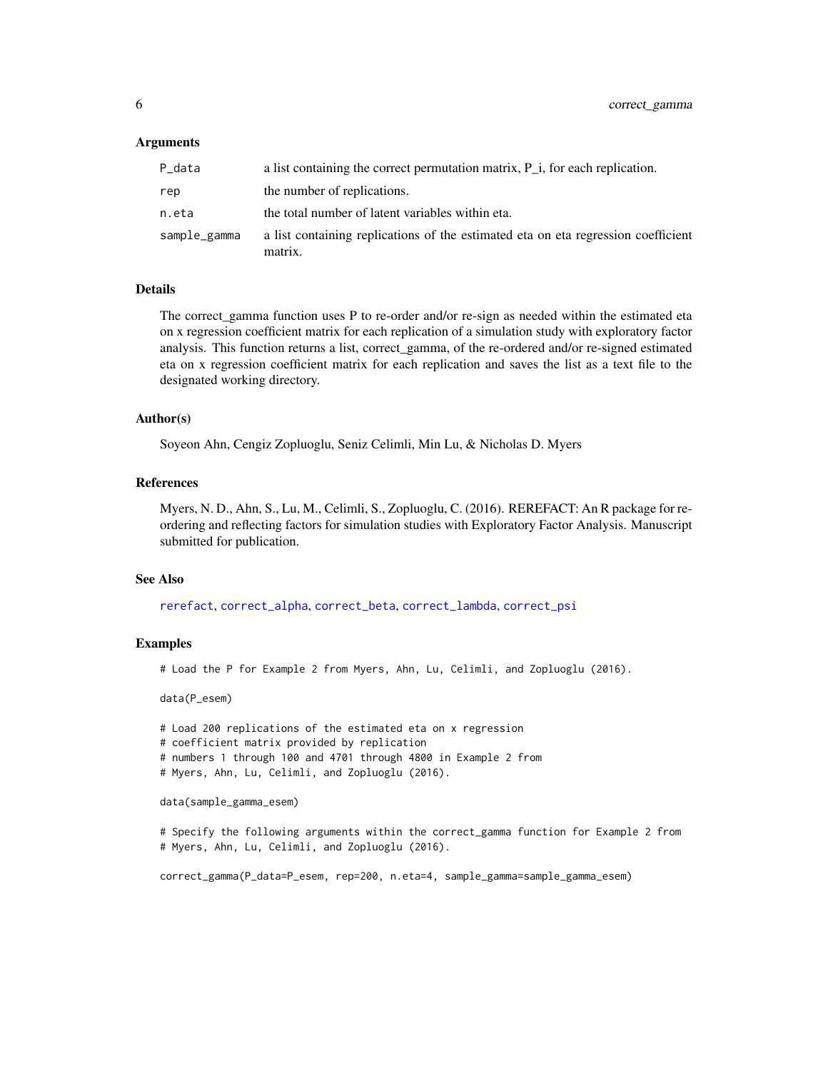### Arguments

| | |
|---|---|
| P_data | a list containing the correct permutation matrix, P_i, for each replication. |
| rep | the number of replications. |
| n.eta | the total number of latent variables within eta. |
| sample_gamma | a list containing replications of the estimated eta on eta regression coefficient matrix. |

### Details

The correct_gamma function uses P to re-order and/or re-sign as needed within the estimated eta on x regression coefficient matrix for each replication of a simulation study with exploratory factor analysis. This function returns a list, correct_gamma, of the re-ordered and/or re-signed estimated eta on x regression coefficient matrix for each replication and saves the list as a text file to the designated working directory.

### Author(s)

Soyeon Ahn, Cengiz Zopluoglu, Seniz Celimli, Min Lu, & Nicholas D. Myers

### References

Myers, N. D., Ahn, S., Lu, M., Celimli, S., Zopluoglu, C. (2016). REREFACT: An R package for re-ordering and reflecting factors for simulation studies with Exploratory Factor Analysis. Manuscript submitted for publication.

### See Also

rerefact, correct_alpha, correct_beta, correct_lambda, correct_psi

### Examples

```
# Load the P for Example 2 from Myers, Ahn, Lu, Celimli, and Zopluoglu (2016).

data(P_esem)

# Load 200 replications of the estimated eta on x regression
# coefficient matrix provided by replication
# numbers 1 through 100 and 4701 through 4800 in Example 2 from
# Myers, Ahn, Lu, Celimli, and Zopluoglu (2016).

data(sample_gamma_esem)

# Specify the following arguments within the correct_gamma function for Example 2 from
# Myers, Ahn, Lu, Celimli, and Zopluoglu (2016).

correct_gamma(P_data=P_esem, rep=200, n.eta=4, sample_gamma=sample_gamma_esem)
```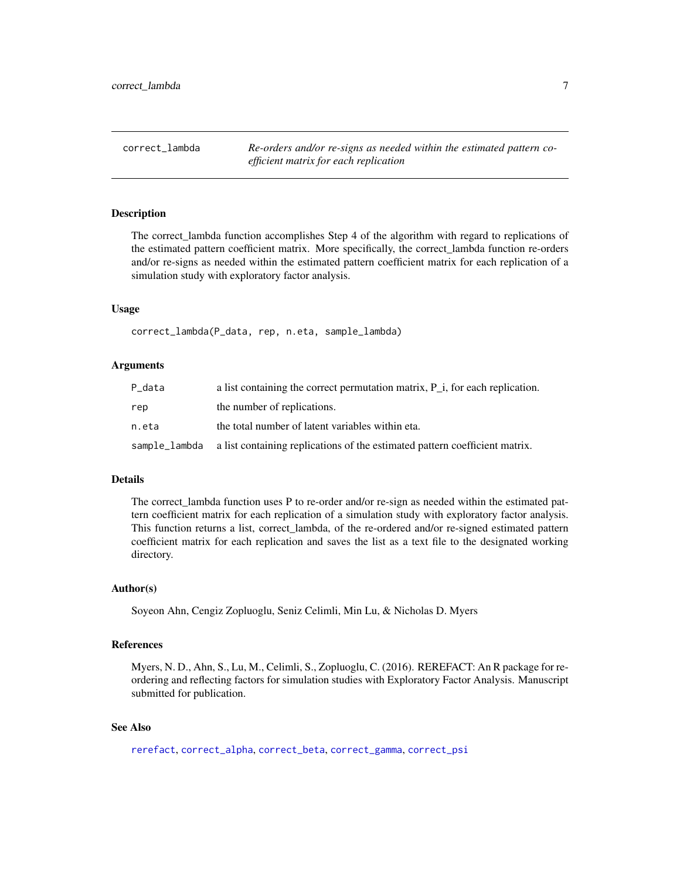## correct_lambda — *Re-orders and/or re-signs as needed within the estimated pattern coefficient matrix for each replication*

### Description

The correct_lambda function accomplishes Step 4 of the algorithm with regard to replications of the estimated pattern coefficient matrix. More specifically, the correct_lambda function re-orders and/or re-signs as needed within the estimated pattern coefficient matrix for each replication of a simulation study with exploratory factor analysis.

### Usage

```
correct_lambda(P_data, rep, n.eta, sample_lambda)
```

### Arguments

| | |
|---|---|
| P_data | a list containing the correct permutation matrix, P_i, for each replication. |
| rep | the number of replications. |
| n.eta | the total number of latent variables within eta. |
| sample_lambda | a list containing replications of the estimated pattern coefficient matrix. |

### Details

The correct_lambda function uses P to re-order and/or re-sign as needed within the estimated pattern coefficient matrix for each replication of a simulation study with exploratory factor analysis. This function returns a list, correct_lambda, of the re-ordered and/or re-signed estimated pattern coefficient matrix for each replication and saves the list as a text file to the designated working directory.

### Author(s)

Soyeon Ahn, Cengiz Zopluoglu, Seniz Celimli, Min Lu, & Nicholas D. Myers

### References

Myers, N. D., Ahn, S., Lu, M., Celimli, S., Zopluoglu, C. (2016). REREFACT: An R package for reordering and reflecting factors for simulation studies with Exploratory Factor Analysis. Manuscript submitted for publication.

### See Also

rerefact, correct_alpha, correct_beta, correct_gamma, correct_psi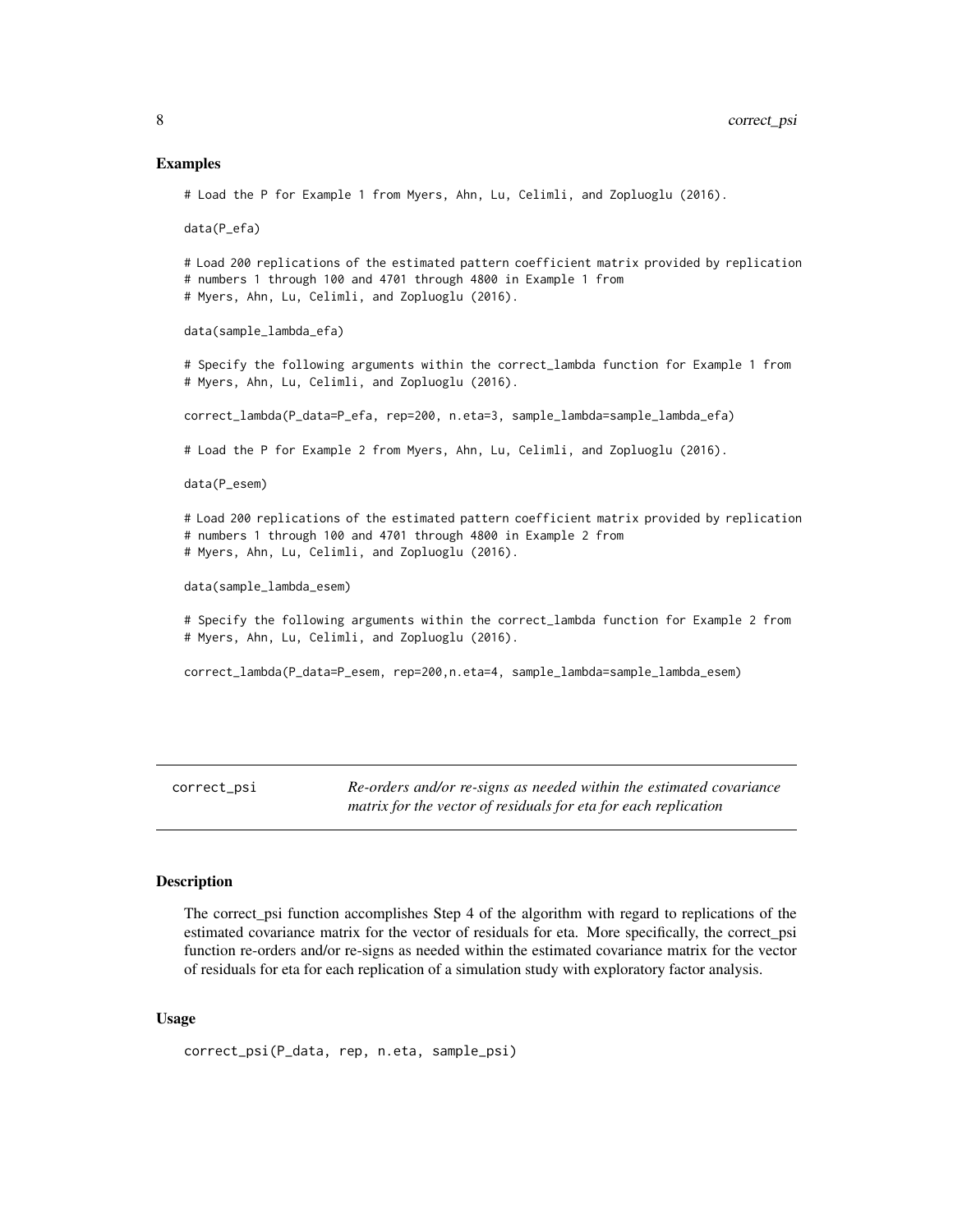## Examples

```
# Load the P for Example 1 from Myers, Ahn, Lu, Celimli, and Zopluoglu (2016).

data(P_efa)

# Load 200 replications of the estimated pattern coefficient matrix provided by replication
# numbers 1 through 100 and 4701 through 4800 in Example 1 from
# Myers, Ahn, Lu, Celimli, and Zopluoglu (2016).

data(sample_lambda_efa)

# Specify the following arguments within the correct_lambda function for Example 1 from
# Myers, Ahn, Lu, Celimli, and Zopluoglu (2016).

correct_lambda(P_data=P_efa, rep=200, n.eta=3, sample_lambda=sample_lambda_efa)

# Load the P for Example 2 from Myers, Ahn, Lu, Celimli, and Zopluoglu (2016).

data(P_esem)

# Load 200 replications of the estimated pattern coefficient matrix provided by replication
# numbers 1 through 100 and 4701 through 4800 in Example 2 from
# Myers, Ahn, Lu, Celimli, and Zopluoglu (2016).

data(sample_lambda_esem)

# Specify the following arguments within the correct_lambda function for Example 2 from
# Myers, Ahn, Lu, Celimli, and Zopluoglu (2016).

correct_lambda(P_data=P_esem, rep=200,n.eta=4, sample_lambda=sample_lambda_esem)
```

# correct_psi    *Re-orders and/or re-signs as needed within the estimated covariance matrix for the vector of residuals for eta for each replication*

## Description

The correct_psi function accomplishes Step 4 of the algorithm with regard to replications of the estimated covariance matrix for the vector of residuals for eta. More specifically, the correct_psi function re-orders and/or re-signs as needed within the estimated covariance matrix for the vector of residuals for eta for each replication of a simulation study with exploratory factor analysis.

## Usage

```
correct_psi(P_data, rep, n.eta, sample_psi)
```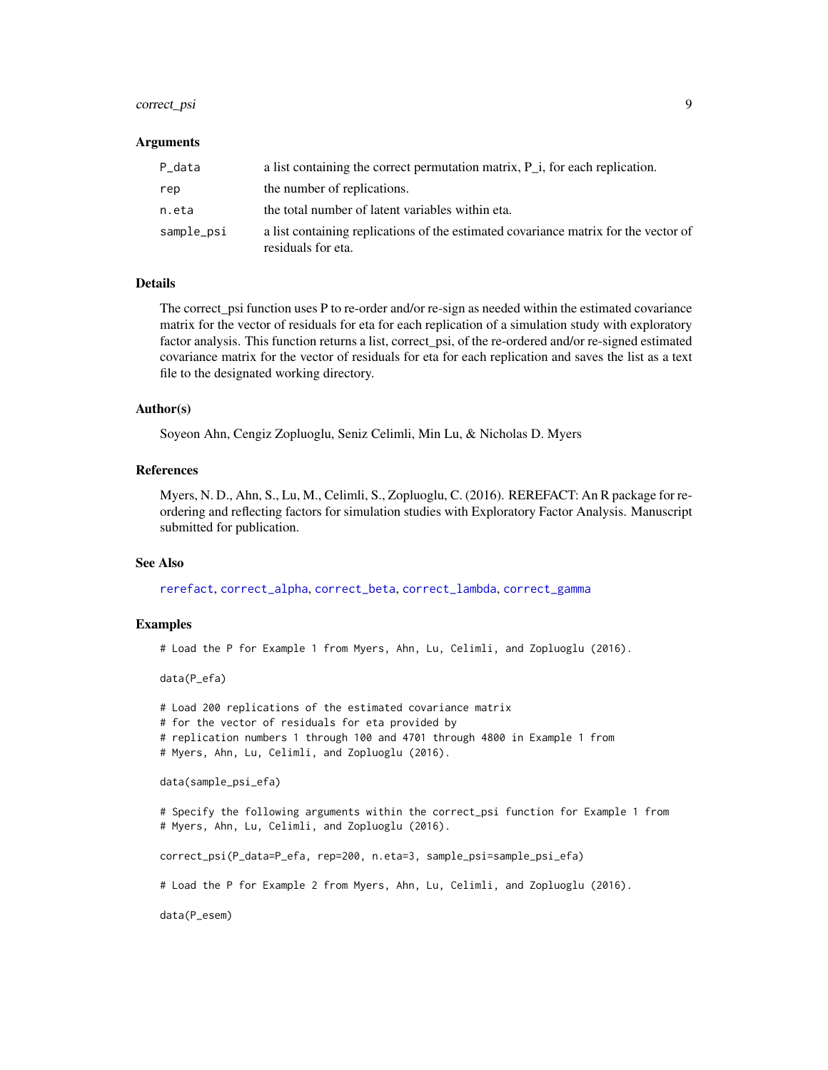### Arguments

| | |
|---|---|
| P_data | a list containing the correct permutation matrix, P_i, for each replication. |
| rep | the number of replications. |
| n.eta | the total number of latent variables within eta. |
| sample_psi | a list containing replications of the estimated covariance matrix for the vector of residuals for eta. |

### Details

The correct_psi function uses P to re-order and/or re-sign as needed within the estimated covariance matrix for the vector of residuals for eta for each replication of a simulation study with exploratory factor analysis. This function returns a list, correct_psi, of the re-ordered and/or re-signed estimated covariance matrix for the vector of residuals for eta for each replication and saves the list as a text file to the designated working directory.

### Author(s)

Soyeon Ahn, Cengiz Zopluoglu, Seniz Celimli, Min Lu, & Nicholas D. Myers

### References

Myers, N. D., Ahn, S., Lu, M., Celimli, S., Zopluoglu, C. (2016). REREFACT: An R package for re-ordering and reflecting factors for simulation studies with Exploratory Factor Analysis. Manuscript submitted for publication.

### See Also

rerefact, correct_alpha, correct_beta, correct_lambda, correct_gamma

### Examples

```
# Load the P for Example 1 from Myers, Ahn, Lu, Celimli, and Zopluoglu (2016).

data(P_efa)

# Load 200 replications of the estimated covariance matrix
# for the vector of residuals for eta provided by
# replication numbers 1 through 100 and 4701 through 4800 in Example 1 from
# Myers, Ahn, Lu, Celimli, and Zopluoglu (2016).

data(sample_psi_efa)

# Specify the following arguments within the correct_psi function for Example 1 from
# Myers, Ahn, Lu, Celimli, and Zopluoglu (2016).

correct_psi(P_data=P_efa, rep=200, n.eta=3, sample_psi=sample_psi_efa)

# Load the P for Example 2 from Myers, Ahn, Lu, Celimli, and Zopluoglu (2016).

data(P_esem)
```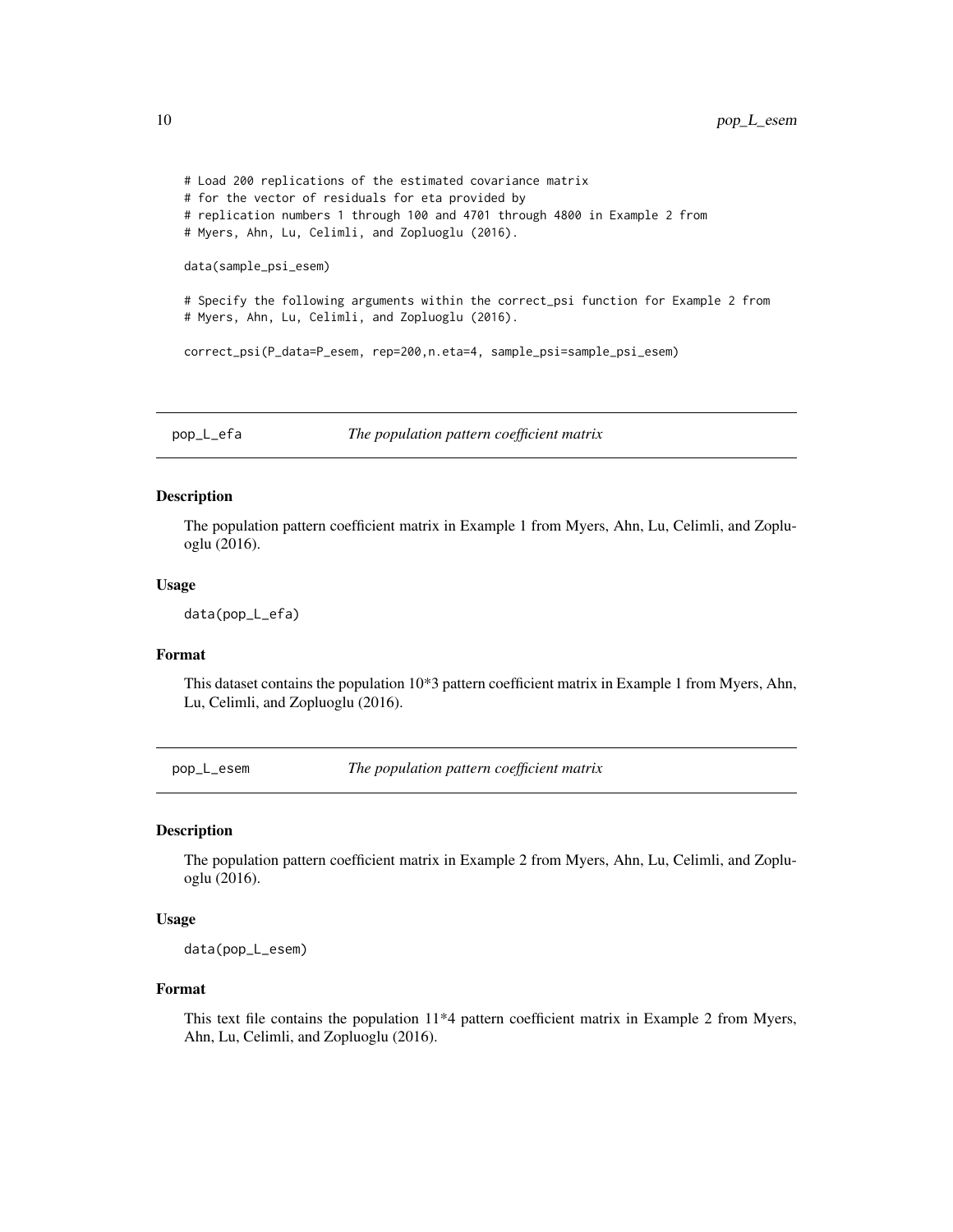```
# Load 200 replications of the estimated covariance matrix
# for the vector of residuals for eta provided by
# replication numbers 1 through 100 and 4701 through 4800 in Example 2 from
# Myers, Ahn, Lu, Celimli, and Zopluoglu (2016).

data(sample_psi_esem)

# Specify the following arguments within the correct_psi function for Example 2 from
# Myers, Ahn, Lu, Celimli, and Zopluoglu (2016).

correct_psi(P_data=P_esem, rep=200,n.eta=4, sample_psi=sample_psi_esem)
```

## pop_L_efa — *The population pattern coefficient matrix*

### Description

The population pattern coefficient matrix in Example 1 from Myers, Ahn, Lu, Celimli, and Zopluoglu (2016).

### Usage

```
data(pop_L_efa)
```

### Format

This dataset contains the population 10*3 pattern coefficient matrix in Example 1 from Myers, Ahn, Lu, Celimli, and Zopluoglu (2016).

## pop_L_esem — *The population pattern coefficient matrix*

### Description

The population pattern coefficient matrix in Example 2 from Myers, Ahn, Lu, Celimli, and Zopluoglu (2016).

### Usage

```
data(pop_L_esem)
```

### Format

This text file contains the population 11*4 pattern coefficient matrix in Example 2 from Myers, Ahn, Lu, Celimli, and Zopluoglu (2016).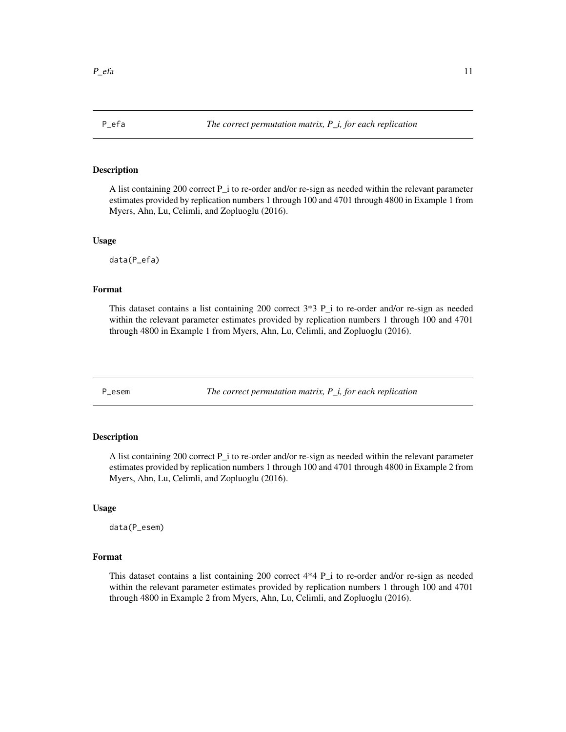## P_efa — *The correct permutation matrix, P_i, for each replication*

### Description

A list containing 200 correct P_i to re-order and/or re-sign as needed within the relevant parameter estimates provided by replication numbers 1 through 100 and 4701 through 4800 in Example 1 from Myers, Ahn, Lu, Celimli, and Zopluoglu (2016).

### Usage

```
data(P_efa)
```

### Format

This dataset contains a list containing 200 correct 3*3 P_i to re-order and/or re-sign as needed within the relevant parameter estimates provided by replication numbers 1 through 100 and 4701 through 4800 in Example 1 from Myers, Ahn, Lu, Celimli, and Zopluoglu (2016).

## P_esem — *The correct permutation matrix, P_i, for each replication*

### Description

A list containing 200 correct P_i to re-order and/or re-sign as needed within the relevant parameter estimates provided by replication numbers 1 through 100 and 4701 through 4800 in Example 2 from Myers, Ahn, Lu, Celimli, and Zopluoglu (2016).

### Usage

```
data(P_esem)
```

### Format

This dataset contains a list containing 200 correct 4*4 P_i to re-order and/or re-sign as needed within the relevant parameter estimates provided by replication numbers 1 through 100 and 4701 through 4800 in Example 2 from Myers, Ahn, Lu, Celimli, and Zopluoglu (2016).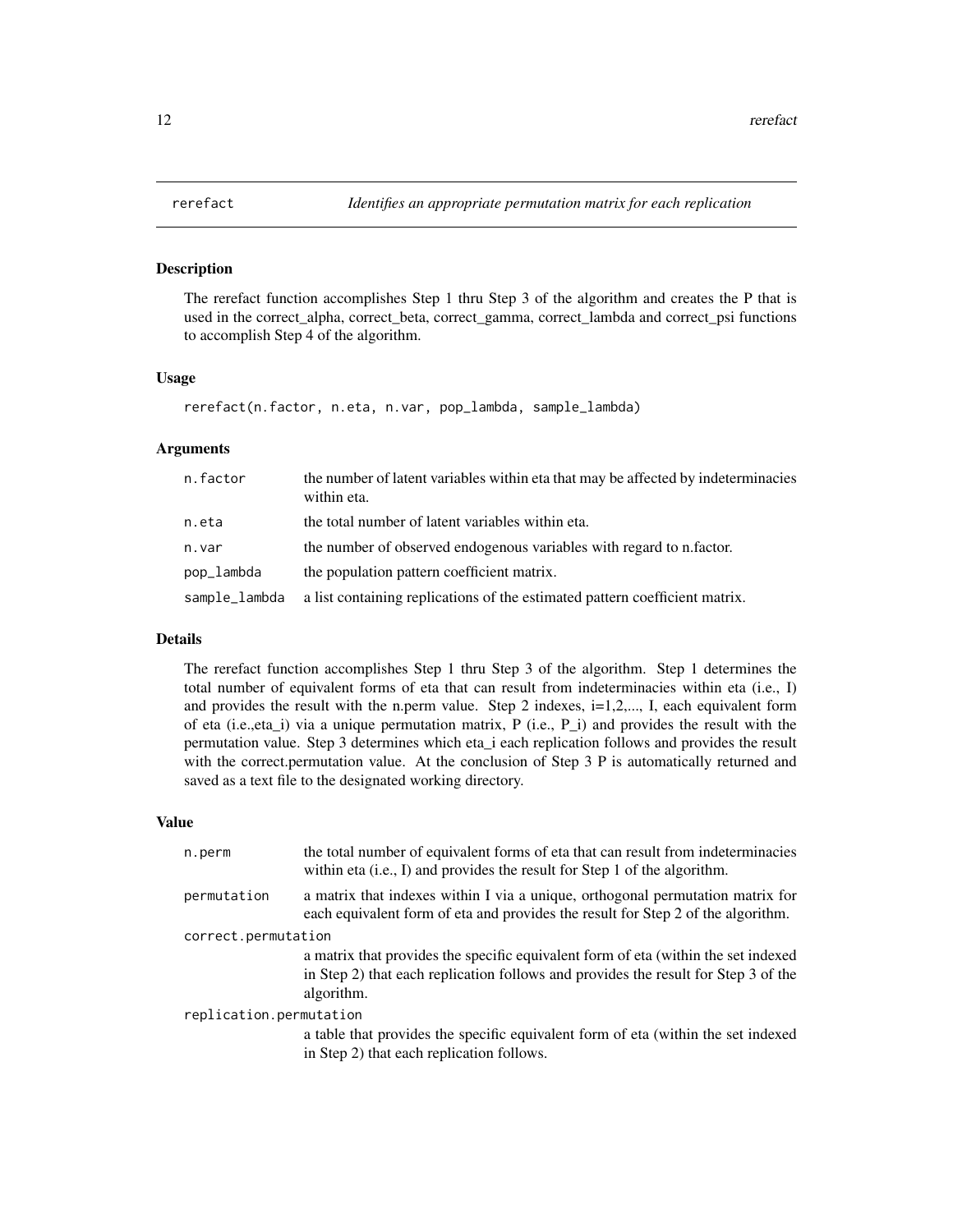## rerefact — *Identifies an appropriate permutation matrix for each replication*

### Description

The rerefact function accomplishes Step 1 thru Step 3 of the algorithm and creates the P that is used in the correct_alpha, correct_beta, correct_gamma, correct_lambda and correct_psi functions to accomplish Step 4 of the algorithm.

### Usage

```
rerefact(n.factor, n.eta, n.var, pop_lambda, sample_lambda)
```

### Arguments

| | |
|---|---|
| n.factor | the number of latent variables within eta that may be affected by indeterminacies within eta. |
| n.eta | the total number of latent variables within eta. |
| n.var | the number of observed endogenous variables with regard to n.factor. |
| pop_lambda | the population pattern coefficient matrix. |
| sample_lambda | a list containing replications of the estimated pattern coefficient matrix. |

### Details

The rerefact function accomplishes Step 1 thru Step 3 of the algorithm. Step 1 determines the total number of equivalent forms of eta that can result from indeterminacies within eta (i.e., I) and provides the result with the n.perm value. Step 2 indexes, i=1,2,..., I, each equivalent form of eta (i.e.,eta_i) via a unique permutation matrix, P (i.e., P_i) and provides the result with the permutation value. Step 3 determines which eta_i each replication follows and provides the result with the correct.permutation value. At the conclusion of Step 3 P is automatically returned and saved as a text file to the designated working directory.

### Value

| | |
|---|---|
| n.perm | the total number of equivalent forms of eta that can result from indeterminacies within eta (i.e., I) and provides the result for Step 1 of the algorithm. |
| permutation | a matrix that indexes within I via a unique, orthogonal permutation matrix for each equivalent form of eta and provides the result for Step 2 of the algorithm. |
| correct.permutation | a matrix that provides the specific equivalent form of eta (within the set indexed in Step 2) that each replication follows and provides the result for Step 3 of the algorithm. |
| replication.permutation | a table that provides the specific equivalent form of eta (within the set indexed in Step 2) that each replication follows. |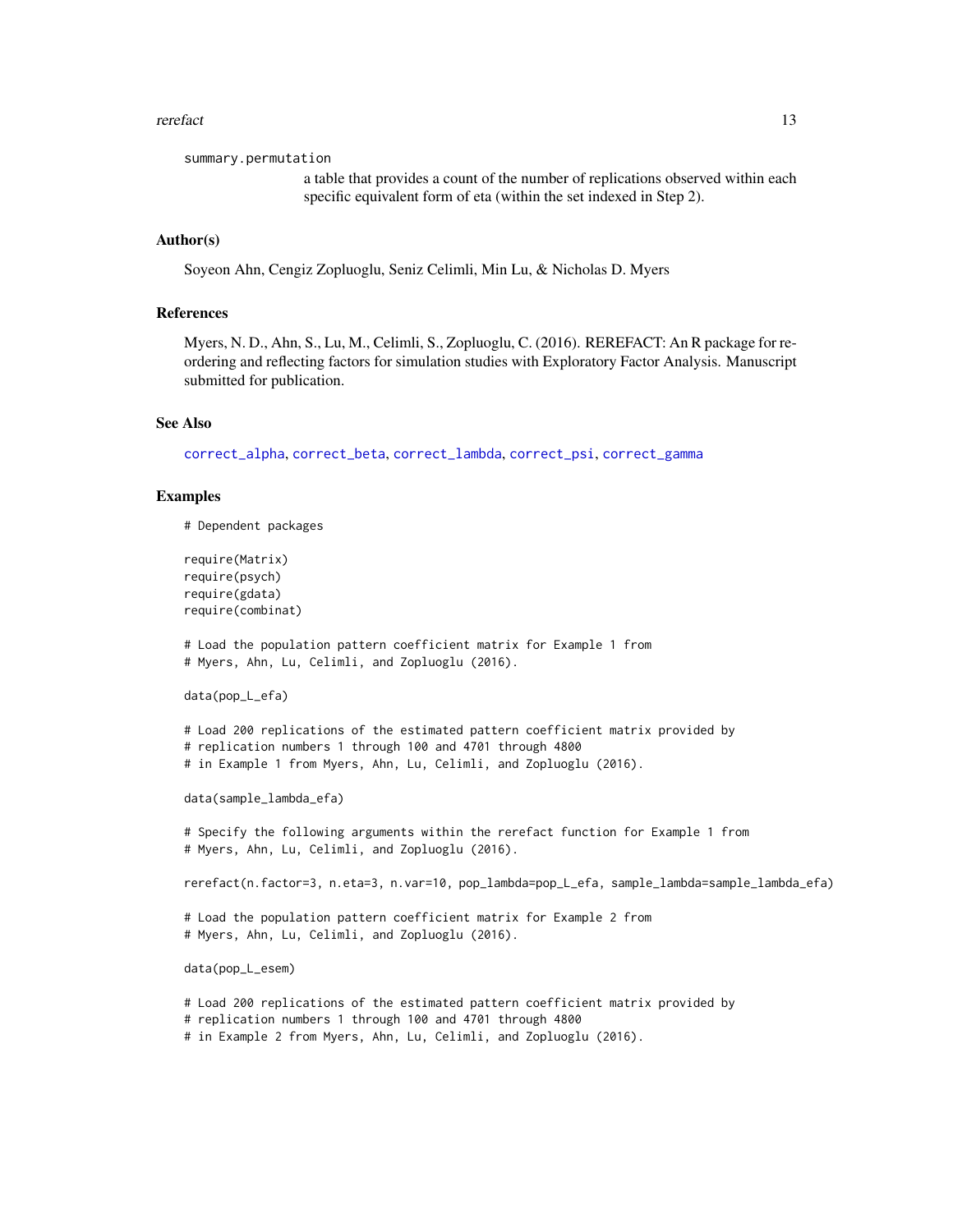summary.permutation
: a table that provides a count of the number of replications observed within each specific equivalent form of eta (within the set indexed in Step 2).

### Author(s)

Soyeon Ahn, Cengiz Zopluoglu, Seniz Celimli, Min Lu, & Nicholas D. Myers

### References

Myers, N. D., Ahn, S., Lu, M., Celimli, S., Zopluoglu, C. (2016). REREFACT: An R package for reordering and reflecting factors for simulation studies with Exploratory Factor Analysis. Manuscript submitted for publication.

### See Also

correct_alpha, correct_beta, correct_lambda, correct_psi, correct_gamma

### Examples

```
# Dependent packages

require(Matrix)
require(psych)
require(gdata)
require(combinat)

# Load the population pattern coefficient matrix for Example 1 from
# Myers, Ahn, Lu, Celimli, and Zopluoglu (2016).

data(pop_L_efa)

# Load 200 replications of the estimated pattern coefficient matrix provided by
# replication numbers 1 through 100 and 4701 through 4800
# in Example 1 from Myers, Ahn, Lu, Celimli, and Zopluoglu (2016).

data(sample_lambda_efa)

# Specify the following arguments within the rerefact function for Example 1 from
# Myers, Ahn, Lu, Celimli, and Zopluoglu (2016).

rerefact(n.factor=3, n.eta=3, n.var=10, pop_lambda=pop_L_efa, sample_lambda=sample_lambda_efa)

# Load the population pattern coefficient matrix for Example 2 from
# Myers, Ahn, Lu, Celimli, and Zopluoglu (2016).

data(pop_L_esem)

# Load 200 replications of the estimated pattern coefficient matrix provided by
# replication numbers 1 through 100 and 4701 through 4800
# in Example 2 from Myers, Ahn, Lu, Celimli, and Zopluoglu (2016).
```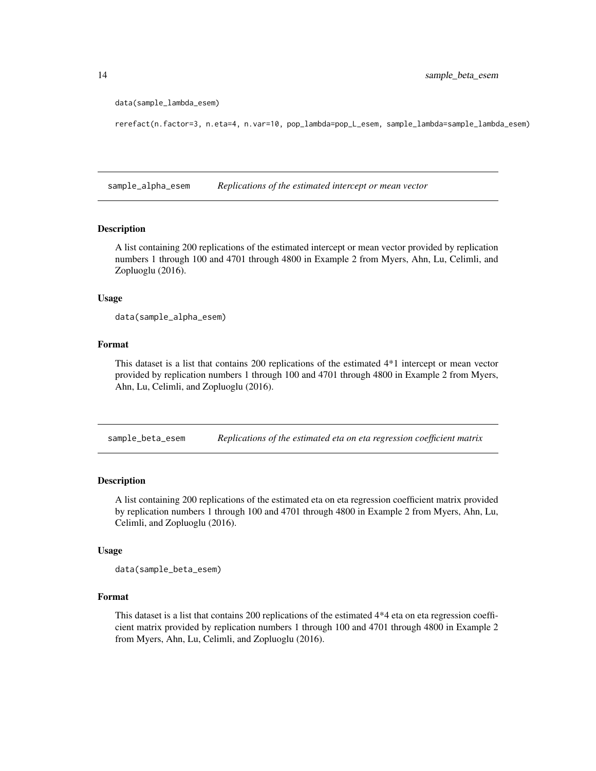```
data(sample_lambda_esem)

rerefact(n.factor=3, n.eta=4, n.var=10, pop_lambda=pop_L_esem, sample_lambda=sample_lambda_esem)
```

## sample_alpha_esem    *Replications of the estimated intercept or mean vector*

### Description

A list containing 200 replications of the estimated intercept or mean vector provided by replication numbers 1 through 100 and 4701 through 4800 in Example 2 from Myers, Ahn, Lu, Celimli, and Zopluoglu (2016).

### Usage

```
data(sample_alpha_esem)
```

### Format

This dataset is a list that contains 200 replications of the estimated 4*1 intercept or mean vector provided by replication numbers 1 through 100 and 4701 through 4800 in Example 2 from Myers, Ahn, Lu, Celimli, and Zopluoglu (2016).

## sample_beta_esem    *Replications of the estimated eta on eta regression coefficient matrix*

### Description

A list containing 200 replications of the estimated eta on eta regression coefficient matrix provided by replication numbers 1 through 100 and 4701 through 4800 in Example 2 from Myers, Ahn, Lu, Celimli, and Zopluoglu (2016).

### Usage

```
data(sample_beta_esem)
```

### Format

This dataset is a list that contains 200 replications of the estimated 4*4 eta on eta regression coefficient matrix provided by replication numbers 1 through 100 and 4701 through 4800 in Example 2 from Myers, Ahn, Lu, Celimli, and Zopluoglu (2016).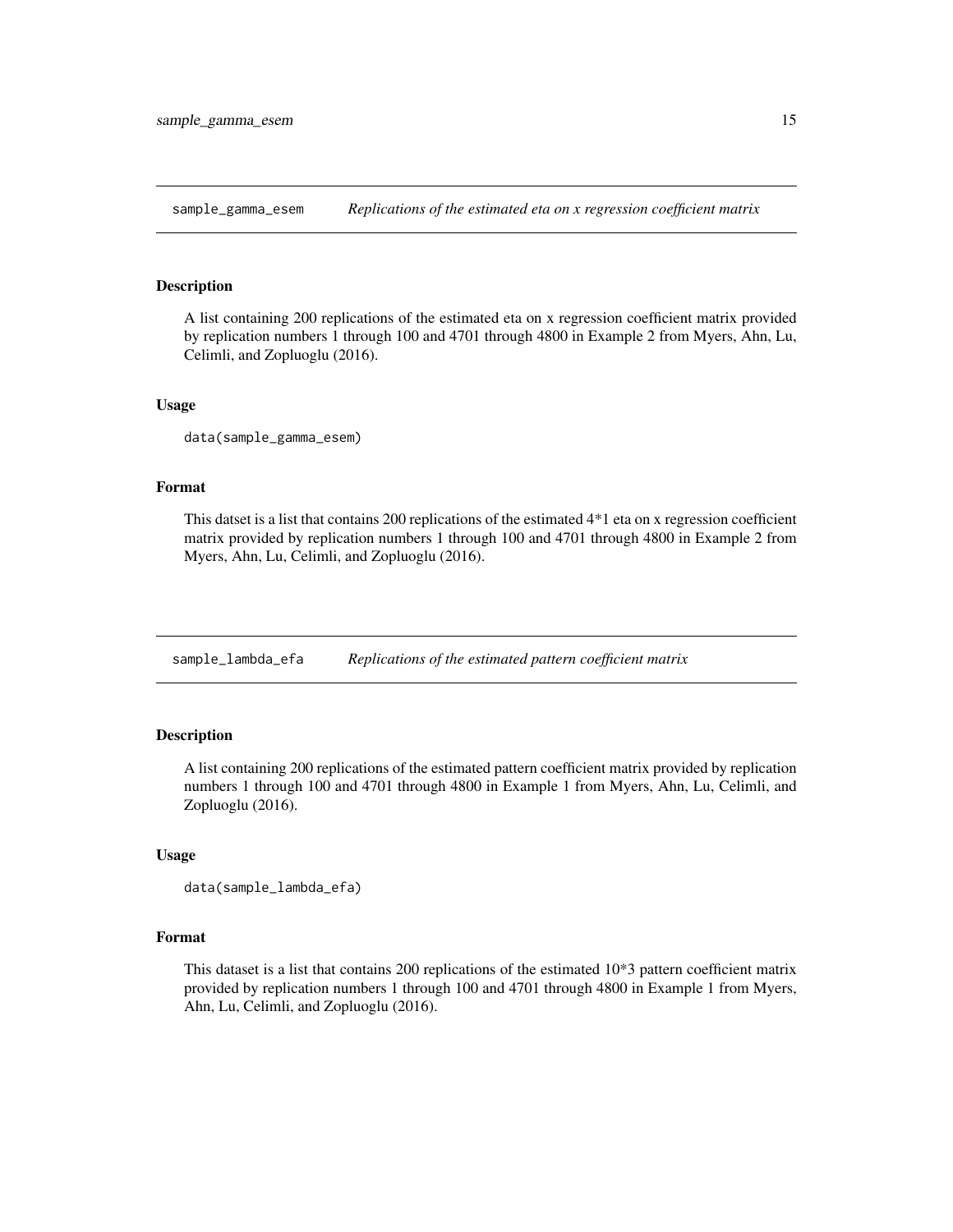## sample_gamma_esem — *Replications of the estimated eta on x regression coefficient matrix*

### Description

A list containing 200 replications of the estimated eta on x regression coefficient matrix provided by replication numbers 1 through 100 and 4701 through 4800 in Example 2 from Myers, Ahn, Lu, Celimli, and Zopluoglu (2016).

### Usage

```
data(sample_gamma_esem)
```

### Format

This datset is a list that contains 200 replications of the estimated 4*1 eta on x regression coefficient matrix provided by replication numbers 1 through 100 and 4701 through 4800 in Example 2 from Myers, Ahn, Lu, Celimli, and Zopluoglu (2016).

## sample_lambda_efa — *Replications of the estimated pattern coefficient matrix*

### Description

A list containing 200 replications of the estimated pattern coefficient matrix provided by replication numbers 1 through 100 and 4701 through 4800 in Example 1 from Myers, Ahn, Lu, Celimli, and Zopluoglu (2016).

### Usage

```
data(sample_lambda_efa)
```

### Format

This dataset is a list that contains 200 replications of the estimated 10*3 pattern coefficient matrix provided by replication numbers 1 through 100 and 4701 through 4800 in Example 1 from Myers, Ahn, Lu, Celimli, and Zopluoglu (2016).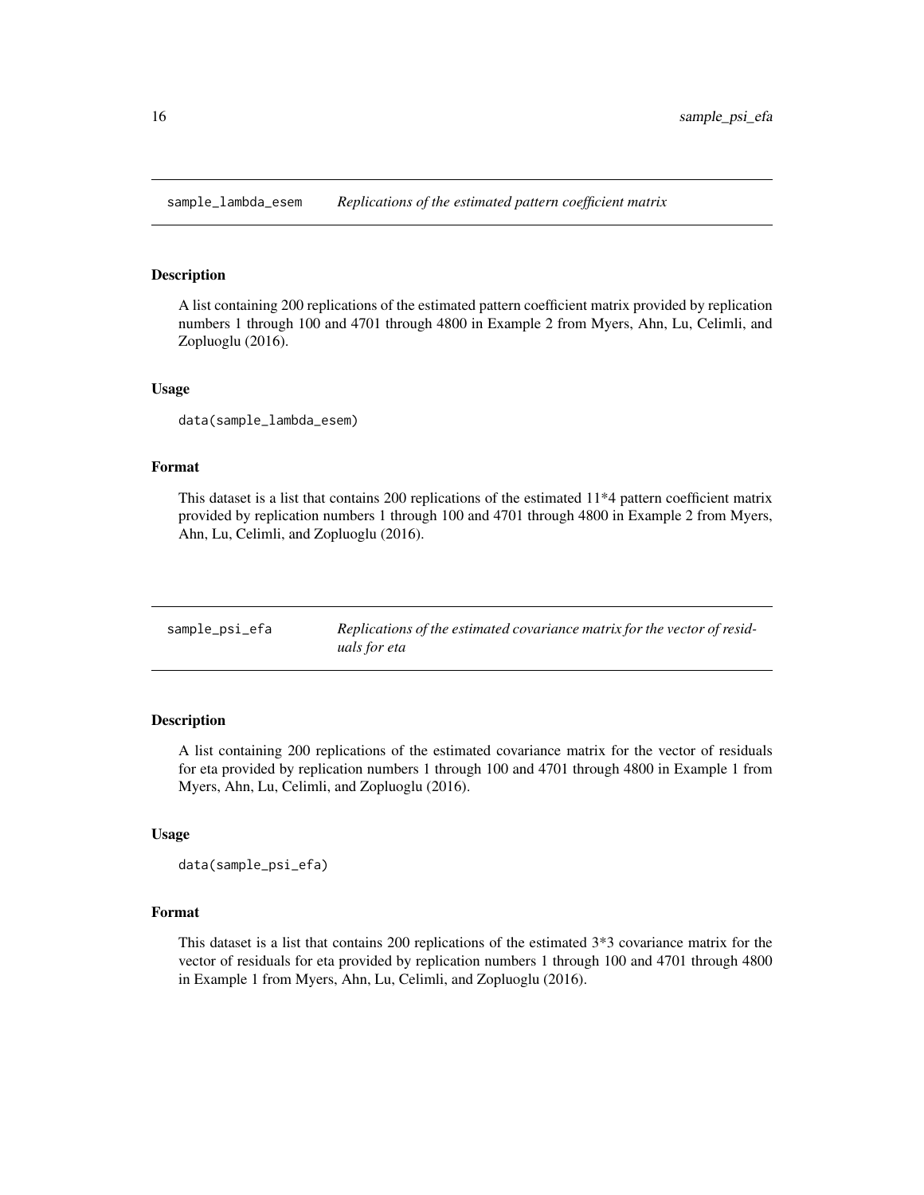## sample_lambda_esem *Replications of the estimated pattern coefficient matrix*

### Description

A list containing 200 replications of the estimated pattern coefficient matrix provided by replication numbers 1 through 100 and 4701 through 4800 in Example 2 from Myers, Ahn, Lu, Celimli, and Zopluoglu (2016).

### Usage

```
data(sample_lambda_esem)
```

### Format

This dataset is a list that contains 200 replications of the estimated 11*4 pattern coefficient matrix provided by replication numbers 1 through 100 and 4701 through 4800 in Example 2 from Myers, Ahn, Lu, Celimli, and Zopluoglu (2016).

## sample_psi_efa *Replications of the estimated covariance matrix for the vector of residuals for eta*

### Description

A list containing 200 replications of the estimated covariance matrix for the vector of residuals for eta provided by replication numbers 1 through 100 and 4701 through 4800 in Example 1 from Myers, Ahn, Lu, Celimli, and Zopluoglu (2016).

### Usage

```
data(sample_psi_efa)
```

### Format

This dataset is a list that contains 200 replications of the estimated 3*3 covariance matrix for the vector of residuals for eta provided by replication numbers 1 through 100 and 4701 through 4800 in Example 1 from Myers, Ahn, Lu, Celimli, and Zopluoglu (2016).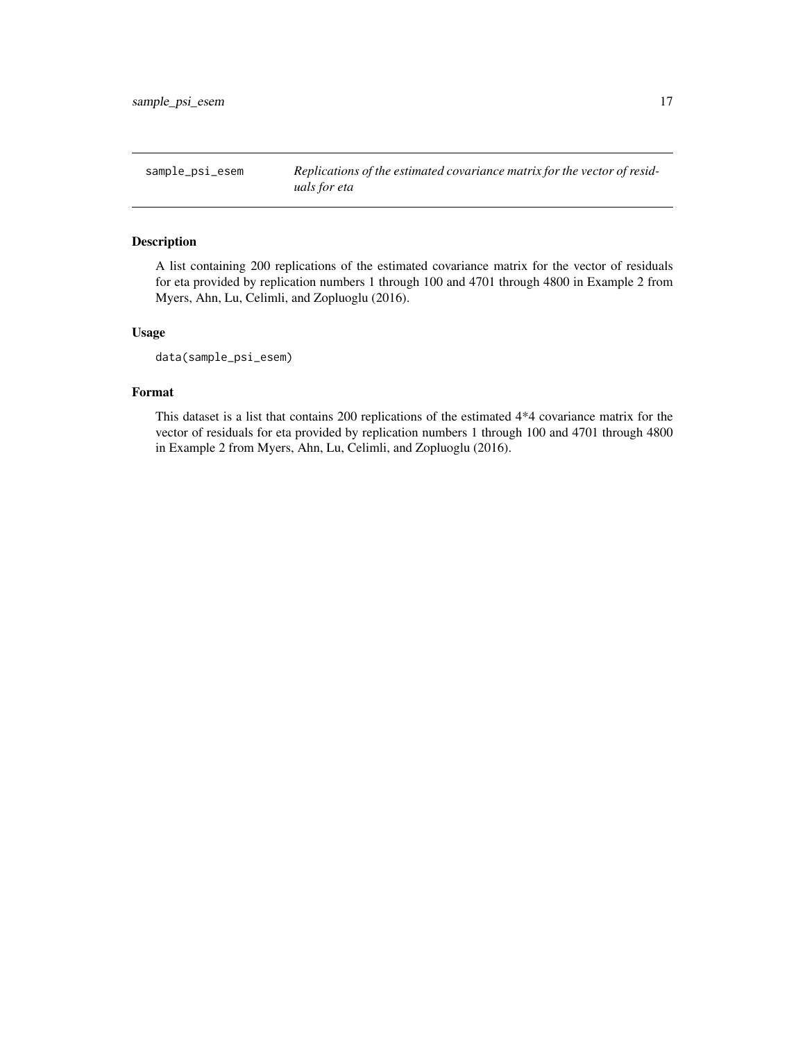## sample_psi_esem

*Replications of the estimated covariance matrix for the vector of residuals for eta*

### Description

A list containing 200 replications of the estimated covariance matrix for the vector of residuals for eta provided by replication numbers 1 through 100 and 4701 through 4800 in Example 2 from Myers, Ahn, Lu, Celimli, and Zopluoglu (2016).

### Usage

```
data(sample_psi_esem)
```

### Format

This dataset is a list that contains 200 replications of the estimated 4*4 covariance matrix for the vector of residuals for eta provided by replication numbers 1 through 100 and 4701 through 4800 in Example 2 from Myers, Ahn, Lu, Celimli, and Zopluoglu (2016).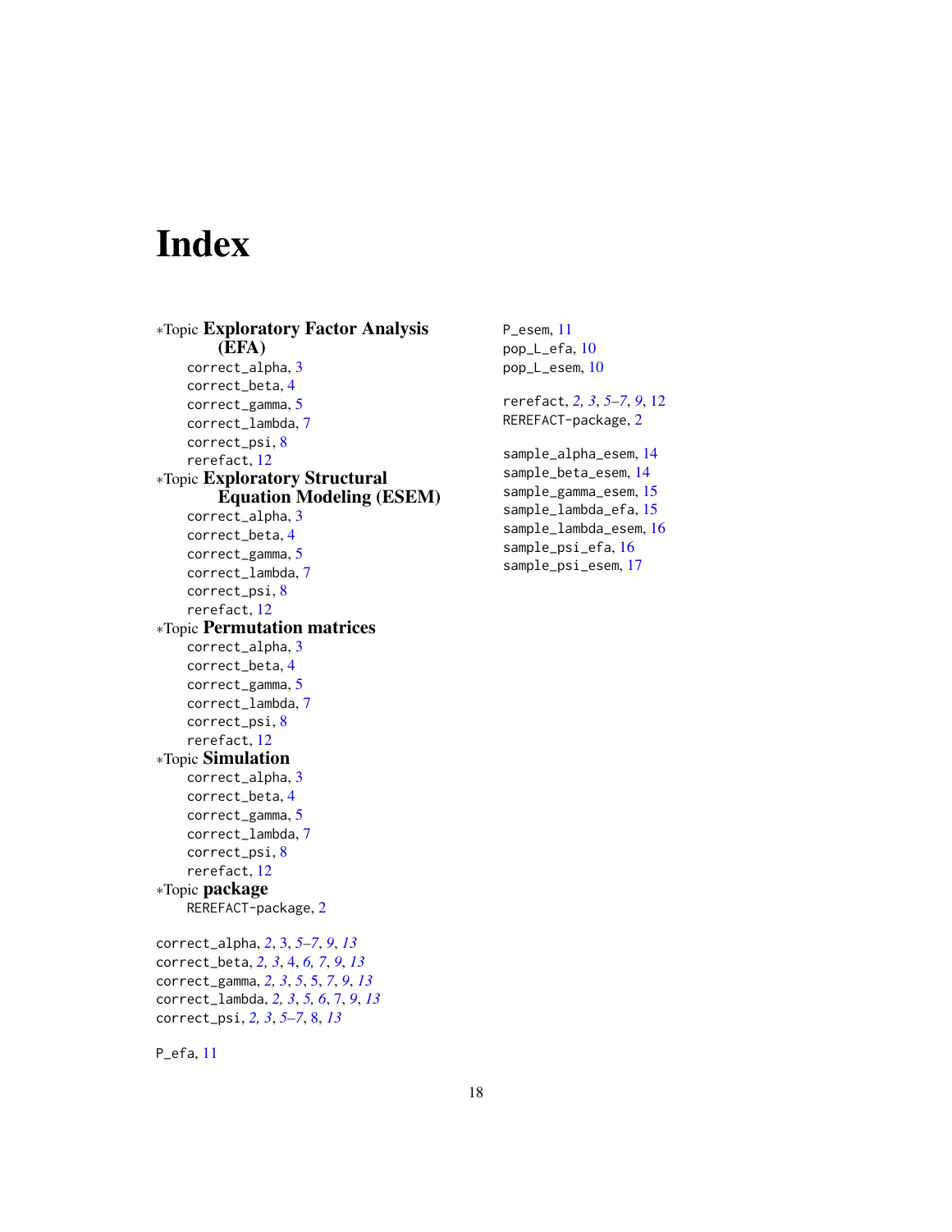# Index

∗Topic **Exploratory Factor Analysis (EFA)**
- correct_alpha, 3
- correct_beta, 4
- correct_gamma, 5
- correct_lambda, 7
- correct_psi, 8
- rerefact, 12

∗Topic **Exploratory Structural Equation Modeling (ESEM)**
- correct_alpha, 3
- correct_beta, 4
- correct_gamma, 5
- correct_lambda, 7
- correct_psi, 8
- rerefact, 12

∗Topic **Permutation matrices**
- correct_alpha, 3
- correct_beta, 4
- correct_gamma, 5
- correct_lambda, 7
- correct_psi, 8
- rerefact, 12

∗Topic **Simulation**
- correct_alpha, 3
- correct_beta, 4
- correct_gamma, 5
- correct_lambda, 7
- correct_psi, 8
- rerefact, 12

∗Topic **package**
- REREFACT-package, 2

correct_alpha, *2*, 3, *5–7*, *9*, *13*
correct_beta, *2, 3*, 4, *6, 7*, *9*, *13*
correct_gamma, *2, 3*, *5*, 5, *7*, *9*, *13*
correct_lambda, *2, 3*, *5, 6*, 7, *9*, *13*
correct_psi, *2, 3*, *5–7*, 8, *13*

P_efa, 11
P_esem, 11
pop_L_efa, 10
pop_L_esem, 10

rerefact, *2, 3*, *5–7*, *9*, 12
REREFACT-package, 2

sample_alpha_esem, 14
sample_beta_esem, 14
sample_gamma_esem, 15
sample_lambda_efa, 15
sample_lambda_esem, 16
sample_psi_efa, 16
sample_psi_esem, 17